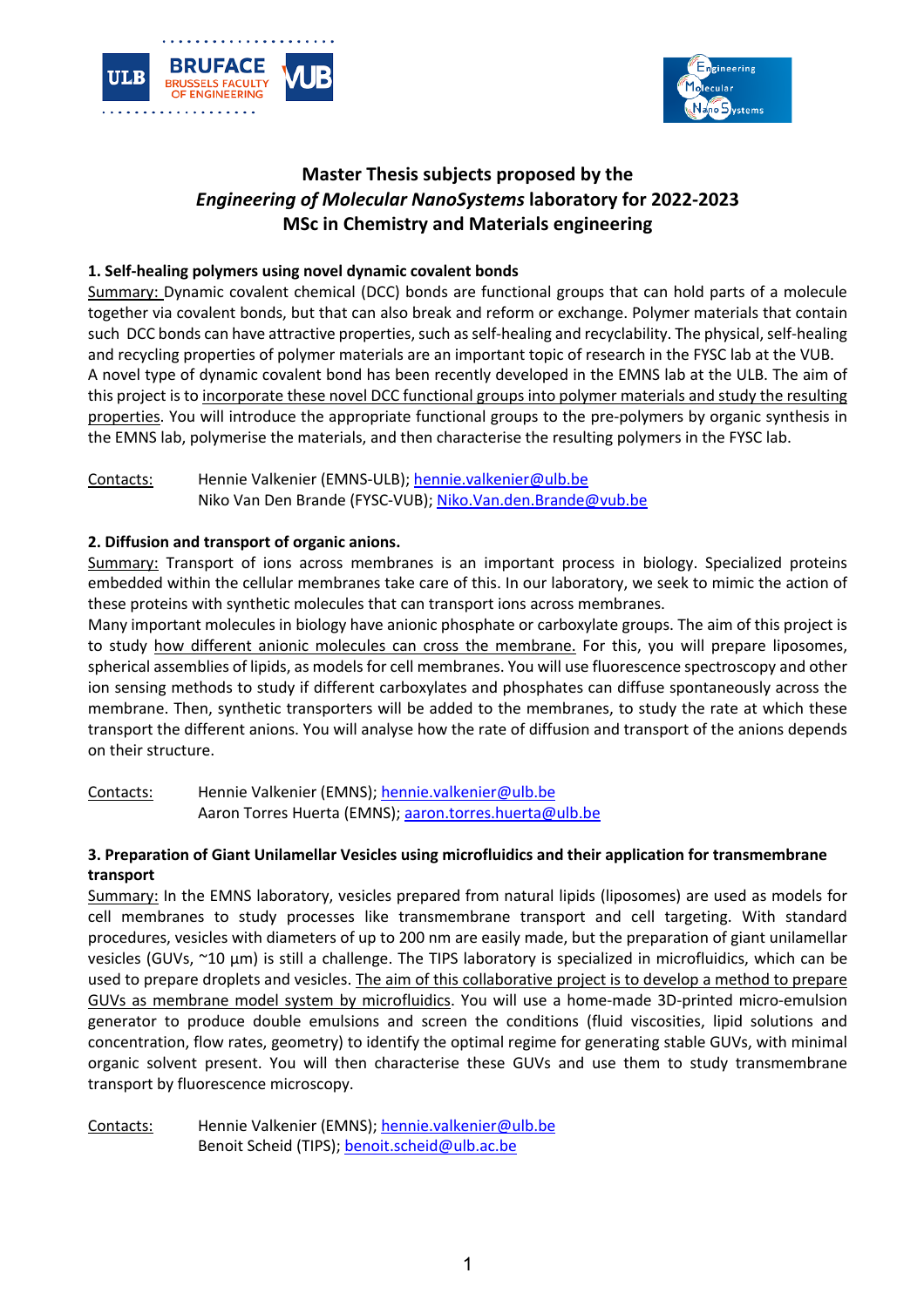# Master Thesis subjects proposed by the *Engineering of Molecular NanoSystems* laboratory for 2022-2023 MSc in Chemistry and Materials engineering

### 1. Self-healing polymers using novel dynamic covalent bonds

Summary: Dynamic covalent chemical (DCC) bonds are functional groups that can hold parts of a molecule together via covalent bonds, but that can also break and reform or exchange. Polymer materials that contain such DCC bonds can have attractive properties, such as self-healing and recyclability. The physical, self-healing and recycling properties of polymer materials are an important topic of research in the FYSC lab at the VUB. A novel type of dynamic covalent bond has been recently developed in the EMNS lab at the ULB. The aim of this project is to incorporate these novel DCC functional groups into polymer materials and study the resulting properties. You will introduce the appropriate functional groups to the pre-polymers by organic synthesis in the EMNS lab, polymerise the materials, and then characterise the resulting polymers in the FYSC lab.

Contacts: Hennie Valkenier (EMNS-ULB); hennie.valkenier@ulb.be
Niko Van Den Brande (FYSC-VUB); Niko.Van.den.Brande@vub.be

### 2. Diffusion and transport of organic anions.

Summary: Transport of ions across membranes is an important process in biology. Specialized proteins embedded within the cellular membranes take care of this. In our laboratory, we seek to mimic the action of these proteins with synthetic molecules that can transport ions across membranes.
Many important molecules in biology have anionic phosphate or carboxylate groups. The aim of this project is to study how different anionic molecules can cross the membrane. For this, you will prepare liposomes, spherical assemblies of lipids, as models for cell membranes. You will use fluorescence spectroscopy and other ion sensing methods to study if different carboxylates and phosphates can diffuse spontaneously across the membrane. Then, synthetic transporters will be added to the membranes, to study the rate at which these transport the different anions. You will analyse how the rate of diffusion and transport of the anions depends on their structure.

Contacts: Hennie Valkenier (EMNS); hennie.valkenier@ulb.be
Aaron Torres Huerta (EMNS); aaron.torres.huerta@ulb.be

### 3. Preparation of Giant Unilamellar Vesicles using microfluidics and their application for transmembrane transport

Summary: In the EMNS laboratory, vesicles prepared from natural lipids (liposomes) are used as models for cell membranes to study processes like transmembrane transport and cell targeting. With standard procedures, vesicles with diameters of up to 200 nm are easily made, but the preparation of giant unilamellar vesicles (GUVs, ~10 µm) is still a challenge. The TIPS laboratory is specialized in microfluidics, which can be used to prepare droplets and vesicles. The aim of this collaborative project is to develop a method to prepare GUVs as membrane model system by microfluidics. You will use a home-made 3D-printed micro-emulsion generator to produce double emulsions and screen the conditions (fluid viscosities, lipid solutions and concentration, flow rates, geometry) to identify the optimal regime for generating stable GUVs, with minimal organic solvent present. You will then characterise these GUVs and use them to study transmembrane transport by fluorescence microscopy.

Contacts: Hennie Valkenier (EMNS); hennie.valkenier@ulb.be
Benoit Scheid (TIPS); benoit.scheid@ulb.ac.be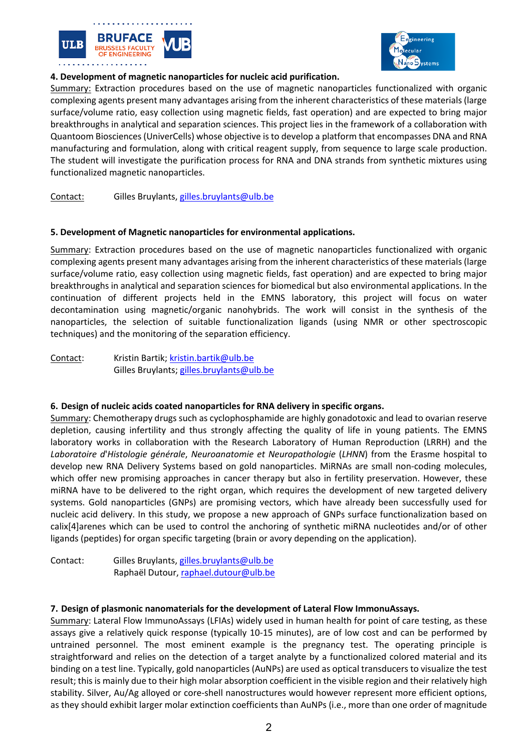### 4. Development of magnetic nanoparticles for nucleic acid purification.

Summary: Extraction procedures based on the use of magnetic nanoparticles functionalized with organic complexing agents present many advantages arising from the inherent characteristics of these materials (large surface/volume ratio, easy collection using magnetic fields, fast operation) and are expected to bring major breakthroughs in analytical and separation sciences. This project lies in the framework of a collaboration with Quantoom Biosciences (UniverCells) whose objective is to develop a platform that encompasses DNA and RNA manufacturing and formulation, along with critical reagent supply, from sequence to large scale production. The student will investigate the purification process for RNA and DNA strands from synthetic mixtures using functionalized magnetic nanoparticles.

Contact: Gilles Bruylants, gilles.bruylants@ulb.be

### 5. Development of Magnetic nanoparticles for environmental applications.

Summary: Extraction procedures based on the use of magnetic nanoparticles functionalized with organic complexing agents present many advantages arising from the inherent characteristics of these materials (large surface/volume ratio, easy collection using magnetic fields, fast operation) and are expected to bring major breakthroughs in analytical and separation sciences for biomedical but also environmental applications. In the continuation of different projects held in the EMNS laboratory, this project will focus on water decontamination using magnetic/organic nanohybrids. The work will consist in the synthesis of the nanoparticles, the selection of suitable functionalization ligands (using NMR or other spectroscopic techniques) and the monitoring of the separation efficiency.

Contact: Kristin Bartik; kristin.bartik@ulb.be
Gilles Bruylants; gilles.bruylants@ulb.be

### 6. Design of nucleic acids coated nanoparticles for RNA delivery in specific organs.

Summary: Chemotherapy drugs such as cyclophosphamide are highly gonadotoxic and lead to ovarian reserve depletion, causing infertility and thus strongly affecting the quality of life in young patients. The EMNS laboratory works in collaboration with the Research Laboratory of Human Reproduction (LRRH) and the *Laboratoire d'Histologie générale*, *Neuroanatomie et Neuropathologie* (*LHNN*) from the Erasme hospital to develop new RNA Delivery Systems based on gold nanoparticles. MiRNAs are small non-coding molecules, which offer new promising approaches in cancer therapy but also in fertility preservation. However, these miRNA have to be delivered to the right organ, which requires the development of new targeted delivery systems. Gold nanoparticles (GNPs) are promising vectors, which have already been successfully used for nucleic acid delivery. In this study, we propose a new approach of GNPs surface functionalization based on calix[4]arenes which can be used to control the anchoring of synthetic miRNA nucleotides and/or of other ligands (peptides) for organ specific targeting (brain or avory depending on the application).

Contact: Gilles Bruylants, gilles.bruylants@ulb.be
Raphaël Dutour, raphael.dutour@ulb.be

### 7. Design of plasmonic nanomaterials for the development of Lateral Flow ImmonuAssays.

Summary: Lateral Flow ImmunoAssays (LFIAs) widely used in human health for point of care testing, as these assays give a relatively quick response (typically 10-15 minutes), are of low cost and can be performed by untrained personnel. The most eminent example is the pregnancy test. The operating principle is straightforward and relies on the detection of a target analyte by a functionalized colored material and its binding on a test line. Typically, gold nanoparticles (AuNPs) are used as optical transducers to visualize the test result; this is mainly due to their high molar absorption coefficient in the visible region and their relatively high stability. Silver, Au/Ag alloyed or core-shell nanostructures would however represent more efficient options, as they should exhibit larger molar extinction coefficients than AuNPs (i.e., more than one order of magnitude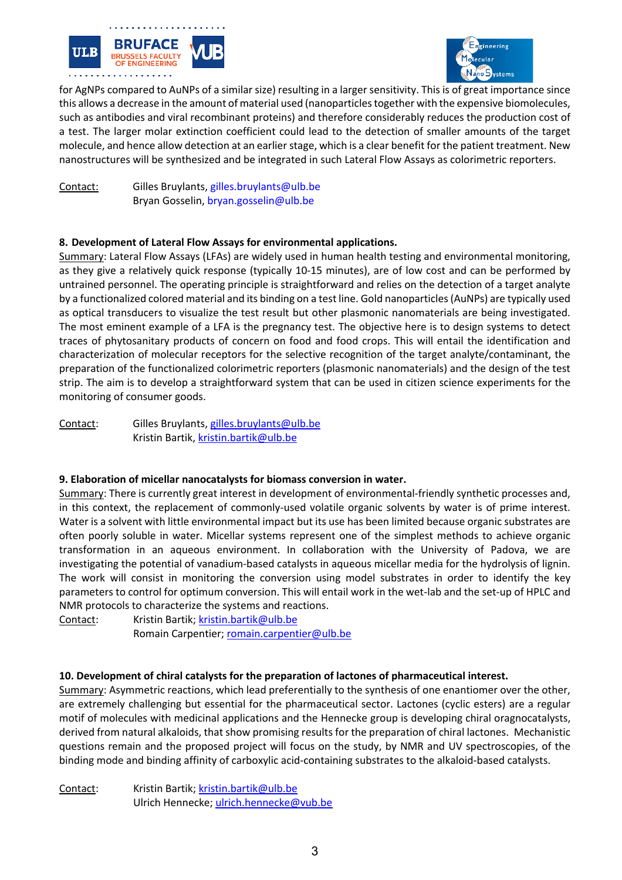for AgNPs compared to AuNPs of a similar size) resulting in a larger sensitivity. This is of great importance since this allows a decrease in the amount of material used (nanoparticles together with the expensive biomolecules, such as antibodies and viral recombinant proteins) and therefore considerably reduces the production cost of a test. The larger molar extinction coefficient could lead to the detection of smaller amounts of the target molecule, and hence allow detection at an earlier stage, which is a clear benefit for the patient treatment. New nanostructures will be synthesized and be integrated in such Lateral Flow Assays as colorimetric reporters.

Contact: Gilles Bruylants, gilles.bruylants@ulb.be
Bryan Gosselin, bryan.gosselin@ulb.be

**8. Development of Lateral Flow Assays for environmental applications.**

Summary: Lateral Flow Assays (LFAs) are widely used in human health testing and environmental monitoring, as they give a relatively quick response (typically 10-15 minutes), are of low cost and can be performed by untrained personnel. The operating principle is straightforward and relies on the detection of a target analyte by a functionalized colored material and its binding on a test line. Gold nanoparticles (AuNPs) are typically used as optical transducers to visualize the test result but other plasmonic nanomaterials are being investigated. The most eminent example of a LFA is the pregnancy test. The objective here is to design systems to detect traces of phytosanitary products of concern on food and food crops. This will entail the identification and characterization of molecular receptors for the selective recognition of the target analyte/contaminant, the preparation of the functionalized colorimetric reporters (plasmonic nanomaterials) and the design of the test strip. The aim is to develop a straightforward system that can be used in citizen science experiments for the monitoring of consumer goods.

Contact: Gilles Bruylants, gilles.bruylants@ulb.be
Kristin Bartik, kristin.bartik@ulb.be

**9. Elaboration of micellar nanocatalysts for biomass conversion in water.**

Summary: There is currently great interest in development of environmental-friendly synthetic processes and, in this context, the replacement of commonly-used volatile organic solvents by water is of prime interest. Water is a solvent with little environmental impact but its use has been limited because organic substrates are often poorly soluble in water. Micellar systems represent one of the simplest methods to achieve organic transformation in an aqueous environment. In collaboration with the University of Padova, we are investigating the potential of vanadium-based catalysts in aqueous micellar media for the hydrolysis of lignin. The work will consist in monitoring the conversion using model substrates in order to identify the key parameters to control for optimum conversion. This will entail work in the wet-lab and the set-up of HPLC and NMR protocols to characterize the systems and reactions.

Contact: Kristin Bartik; kristin.bartik@ulb.be
Romain Carpentier; romain.carpentier@ulb.be

**10. Development of chiral catalysts for the preparation of lactones of pharmaceutical interest.**

Summary: Asymmetric reactions, which lead preferentially to the synthesis of one enantiomer over the other, are extremely challenging but essential for the pharmaceutical sector. Lactones (cyclic esters) are a regular motif of molecules with medicinal applications and the Hennecke group is developing chiral oragnocatalysts, derived from natural alkaloids, that show promising results for the preparation of chiral lactones. Mechanistic questions remain and the proposed project will focus on the study, by NMR and UV spectroscopies, of the binding mode and binding affinity of carboxylic acid-containing substrates to the alkaloid-based catalysts.

Contact: Kristin Bartik; kristin.bartik@ulb.be
Ulrich Hennecke; ulrich.hennecke@vub.be